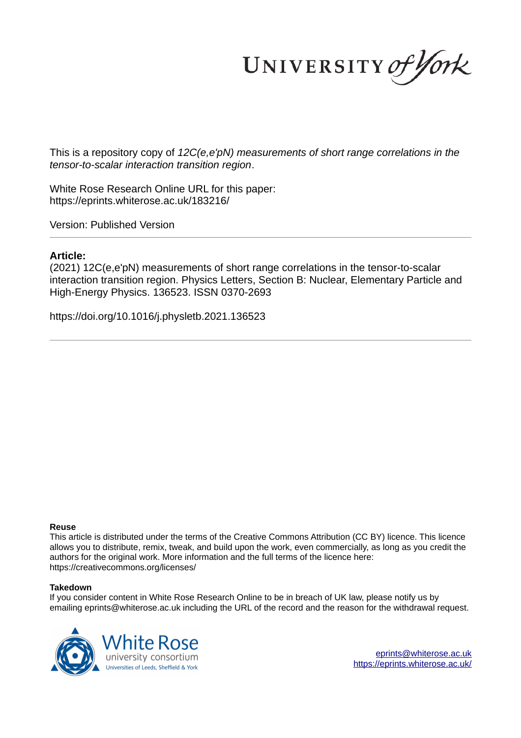UNIVERSITY of York

This is a repository copy of *12C(e,e'pN) measurements of short range correlations in the tensor-to-scalar interaction transition region*.

White Rose Research Online URL for this paper:
https://eprints.whiterose.ac.uk/183216/

Version: Published Version

**Article:**

(2021) 12C(e,e'pN) measurements of short range correlations in the tensor-to-scalar interaction transition region. Physics Letters, Section B: Nuclear, Elementary Particle and High-Energy Physics. 136523. ISSN 0370-2693

https://doi.org/10.1016/j.physletb.2021.136523

**Reuse**

This article is distributed under the terms of the Creative Commons Attribution (CC BY) licence. This licence allows you to distribute, remix, tweak, and build upon the work, even commercially, as long as you credit the authors for the original work. More information and the full terms of the licence here: https://creativecommons.org/licenses/

**Takedown**

If you consider content in White Rose Research Online to be in breach of UK law, please notify us by emailing eprints@whiterose.ac.uk including the URL of the record and the reason for the withdrawal request.

White Rose university consortium
Universities of Leeds, Sheffield & York

eprints@whiterose.ac.uk
https://eprints.whiterose.ac.uk/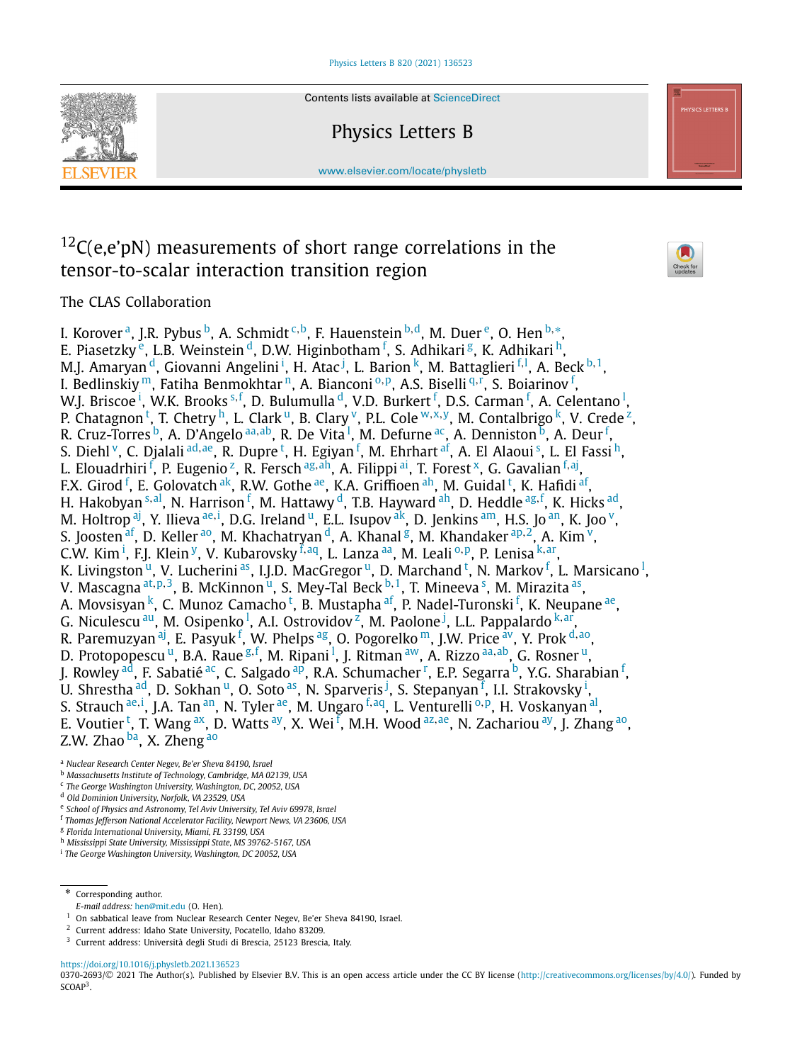# $^{12}$C(e,e'pN) measurements of short range correlations in the tensor-to-scalar interaction transition region

The CLAS Collaboration

I. Korover[a], J.R. Pybus[b], A. Schmidt[c,b], F. Hauenstein[b,d], M. Duer[e], O. Hen[b,*], E. Piasetzky[e], L.B. Weinstein[d], D.W. Higinbotham[f], S. Adhikari[g], K. Adhikari[h], M.J. Amaryan[d], Giovanni Angelini[i], H. Atac[j], L. Barion[k], M. Battaglieri[f,l], A. Beck[b,1], I. Bedlinskiy[m], Fatiha Benmokhtar[n], A. Bianconi[o,p], A.S. Biselli[q,r], S. Boiarinov[f], W.J. Briscoe[i], W.K. Brooks[s,f], D. Bulumulla[d], V.D. Burkert[f], D.S. Carman[f], A. Celentano[l], P. Chatagnon[t], T. Chetry[h], L. Clark[u], B. Clary[v], P.L. Cole[w,x,y], M. Contalbrigo[k], V. Crede[z], R. Cruz-Torres[b], A. D'Angelo[aa,ab], R. De Vita[l], M. Defurne[ac], A. Denniston[b], A. Deur[f], S. Diehl[v], C. Djalali[ad,ae], R. Dupre[t], H. Egiyan[f], M. Ehrhart[af], A. El Alaoui[s], L. El Fassi[h], L. Elouadrhiri[f], P. Eugenio[z], R. Fersch[ag,ah], A. Filippi[ai], T. Forest[x], G. Gavalian[f,aj], F.X. Girod[f], E. Golovatch[ak], R.W. Gothe[ae], K.A. Griffioen[ah], M. Guidal[t], K. Hafidi[af], H. Hakobyan[s,al], N. Harrison[f], M. Hattawy[d], T.B. Hayward[ah], D. Heddle[ag,f], K. Hicks[ad], M. Holtrop[aj], Y. Ilieva[ae,i], D.G. Ireland[u], E.L. Isupov[ak], D. Jenkins[am], H.S. Jo[an], K. Joo[v], S. Joosten[af], D. Keller[ao], M. Khachatryan[d], A. Khanal[g], M. Khandaker[ap,2], A. Kim[v], C.W. Kim[i], F.J. Klein[y], V. Kubarovsky[f,aq], L. Lanza[aa], M. Leali[o,p], P. Lenisa[k,ar], K. Livingston[u], V. Lucherini[as], I.J.D. MacGregor[u], D. Marchand[t], N. Markov[f], L. Marsicano[l], V. Mascagna[at,p,3], B. McKinnon[u], S. Mey-Tal Beck[b,1], T. Mineeva[s], M. Mirazita[as], A. Movsisyan[k], C. Munoz Camacho[t], B. Mustapha[af], P. Nadel-Turonski[f], K. Neupane[ae], G. Niculescu[au], M. Osipenko[l], A.I. Ostrovidov[z], M. Paolone[j], L.L. Pappalardo[k,ar], R. Paremuzyan[aj], E. Pasyuk[f], W. Phelps[ag], O. Pogorelko[m], J.W. Price[av], Y. Prok[d,ao], D. Protopopescu[u], B.A. Raue[g,f], M. Ripani[l], J. Ritman[aw], A. Rizzo[aa,ab], G. Rosner[u], J. Rowley[ad], F. Sabatié[ac], C. Salgado[ap], R.A. Schumacher[r], E.P. Segarra[b], Y.G. Sharabian[f], U. Shrestha[ad], D. Sokhan[u], O. Soto[as], N. Sparveris[j], S. Stepanyan[f], I.I. Strakovsky[i], S. Strauch[ae,i], J.A. Tan[an], N. Tyler[ae], M. Ungaro[f,aq], L. Venturelli[o,p], H. Voskanyan[al], E. Voutier[t], T. Wang[ax], D. Watts[ay], X. Wei[f], M.H. Wood[az,ae], N. Zachariou[ay], J. Zhang[ao], Z.W. Zhao[ba], X. Zheng[ao]

[a] Nuclear Research Center Negev, Be'er Sheva 84190, Israel
[b] Massachusetts Institute of Technology, Cambridge, MA 02139, USA
[c] The George Washington University, Washington, DC, 20052, USA
[d] Old Dominion University, Norfolk, VA 23529, USA
[e] School of Physics and Astronomy, Tel Aviv University, Tel Aviv 69978, Israel
[f] Thomas Jefferson National Accelerator Facility, Newport News, VA 23606, USA
[g] Florida International University, Miami, FL 33199, USA
[h] Mississippi State University, Mississippi State, MS 39762-5167, USA
[i] The George Washington University, Washington, DC 20052, USA

\* Corresponding author.
E-mail address: hen@mit.edu (O. Hen).
[1] On sabbatical leave from Nuclear Research Center Negev, Be'er Sheva 84190, Israel.
[2] Current address: Idaho State University, Pocatello, Idaho 83209.
[3] Current address: Università degli Studi di Brescia, 25123 Brescia, Italy.

https://doi.org/10.1016/j.physletb.2021.136523
0370-2693/© 2021 The Author(s). Published by Elsevier B.V. This is an open access article under the CC BY license (http://creativecommons.org/licenses/by/4.0/). Funded by SCOAP[3].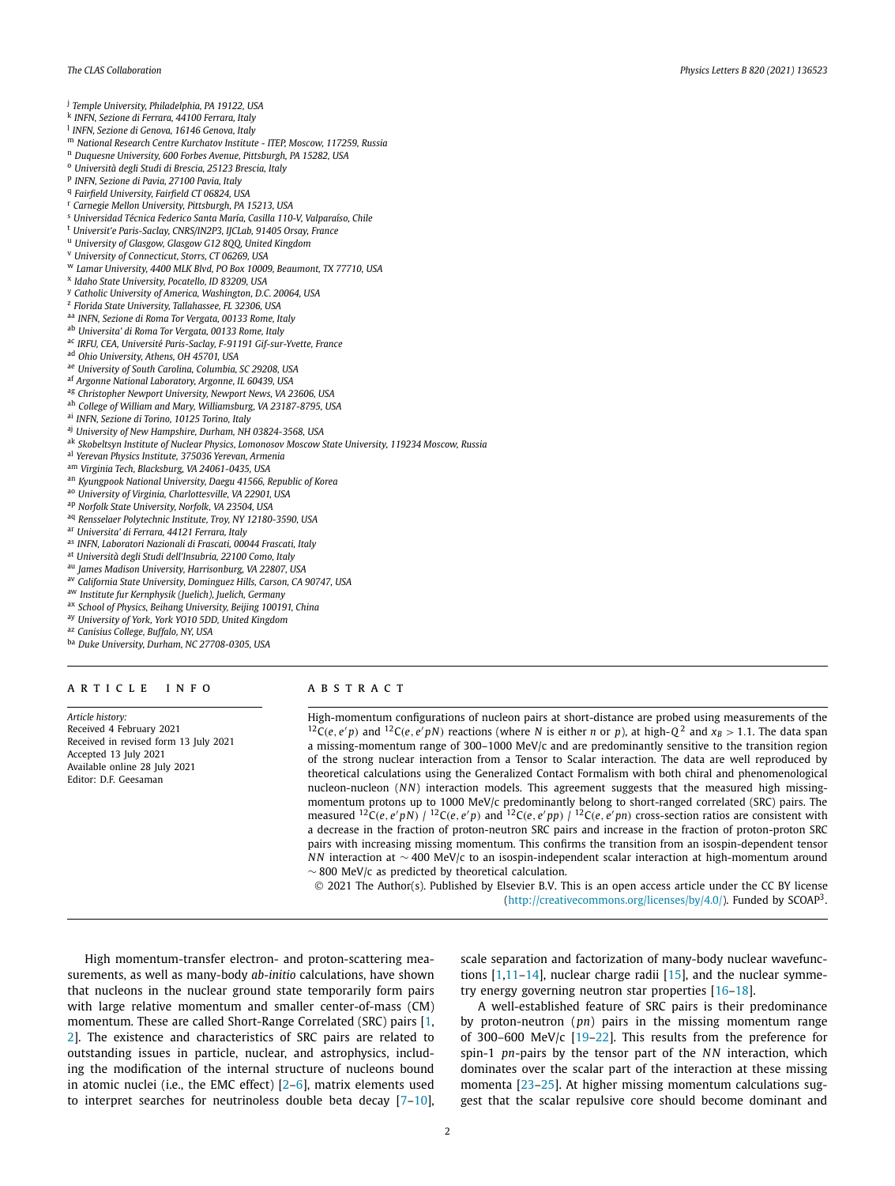[j] Temple University, Philadelphia, PA 19122, USA
[k] INFN, Sezione di Ferrara, 44100 Ferrara, Italy
[l] INFN, Sezione di Genova, 16146 Genova, Italy
[m] National Research Centre Kurchatov Institute - ITEP, Moscow, 117259, Russia
[n] Duquesne University, 600 Forbes Avenue, Pittsburgh, PA 15282, USA
[o] Università degli Studi di Brescia, 25123 Brescia, Italy
[p] INFN, Sezione di Pavia, 27100 Pavia, Italy
[q] Fairfield University, Fairfield CT 06824, USA
[r] Carnegie Mellon University, Pittsburgh, PA 15213, USA
[s] Universidad Técnica Federico Santa María, Casilla 110-V, Valparaíso, Chile
[t] Universit'e Paris-Saclay, CNRS/IN2P3, IJCLab, 91405 Orsay, France
[u] University of Glasgow, Glasgow G12 8QQ, United Kingdom
[v] University of Connecticut, Storrs, CT 06269, USA
[w] Lamar University, 4400 MLK Blvd, PO Box 10009, Beaumont, TX 77710, USA
[x] Idaho State University, Pocatello, ID 83209, USA
[y] Catholic University of America, Washington, D.C. 20064, USA
[z] Florida State University, Tallahassee, FL 32306, USA
[aa] INFN, Sezione di Roma Tor Vergata, 00133 Rome, Italy
[ab] Universita' di Roma Tor Vergata, 00133 Rome, Italy
[ac] IRFU, CEA, Université Paris-Saclay, F-91191 Gif-sur-Yvette, France
[ad] Ohio University, Athens, OH 45701, USA
[ae] University of South Carolina, Columbia, SC 29208, USA
[af] Argonne National Laboratory, Argonne, IL 60439, USA
[ag] Christopher Newport University, Newport News, VA 23606, USA
[ah] College of William and Mary, Williamsburg, VA 23187-8795, USA
[ai] INFN, Sezione di Torino, 10125 Torino, Italy
[aj] University of New Hampshire, Durham, NH 03824-3568, USA
[ak] Skobeltsyn Institute of Nuclear Physics, Lomonosov Moscow State University, 119234 Moscow, Russia
[al] Yerevan Physics Institute, 375036 Yerevan, Armenia
[am] Virginia Tech, Blacksburg, VA 24061-0435, USA
[an] Kyungpook National University, Daegu 41566, Republic of Korea
[ao] University of Virginia, Charlottesville, VA 22901, USA
[ap] Norfolk State University, Norfolk, VA 23504, USA
[aq] Rensselaer Polytechnic Institute, Troy, NY 12180-3590, USA
[ar] Universita' di Ferrara, 44121 Ferrara, Italy
[as] INFN, Laboratori Nazionali di Frascati, 00044 Frascati, Italy
[at] Università degli Studi dell'Insubria, 22100 Como, Italy
[au] James Madison University, Harrisonburg, VA 22807, USA
[av] California State University, Dominguez Hills, Carson, CA 90747, USA
[aw] Institute fur Kernphysik (Juelich), Juelich, Germany
[ax] School of Physics, Beihang University, Beijing 100191, China
[ay] University of York, York YO10 5DD, United Kingdom
[az] Canisius College, Buffalo, NY, USA
[ba] Duke University, Durham, NC 27708-0305, USA

## ARTICLE INFO

*Article history:*
Received 4 February 2021
Received in revised form 13 July 2021
Accepted 13 July 2021
Available online 28 July 2021
Editor: D.F. Geesaman

## ABSTRACT

High-momentum configurations of nucleon pairs at short-distance are probed using measurements of the $^{12}$C$(e,e'p)$ and $^{12}$C$(e,e'pN)$ reactions (where $N$ is either $n$ or $p$), at high-$Q^2$ and $x_B > 1.1$. The data span a missing-momentum range of 300–1000 MeV/c and are predominantly sensitive to the transition region of the strong nuclear interaction from a Tensor to Scalar interaction. The data are well reproduced by theoretical calculations using the Generalized Contact Formalism with both chiral and phenomenological nucleon-nucleon $(NN)$ interaction models. This agreement suggests that the measured high missing-momentum protons up to 1000 MeV/c predominantly belong to short-ranged correlated (SRC) pairs. The measured $^{12}$C$(e,e'pN)$ / $^{12}$C$(e,e'p)$ and $^{12}$C$(e,e'pp)$ / $^{12}$C$(e,e'pn)$ cross-section ratios are consistent with a decrease in the fraction of proton-neutron SRC pairs and increase in the fraction of proton-proton SRC pairs with increasing missing momentum. This confirms the transition from an isospin-dependent tensor $NN$ interaction at $\sim 400$ MeV/c to an isospin-independent scalar interaction at high-momentum around $\sim 800$ MeV/c as predicted by theoretical calculation.

© 2021 The Author(s). Published by Elsevier B.V. This is an open access article under the CC BY license (http://creativecommons.org/licenses/by/4.0/). Funded by SCOAP[3].

High momentum-transfer electron- and proton-scattering measurements, as well as many-body *ab-initio* calculations, have shown that nucleons in the nuclear ground state temporarily form pairs with large relative momentum and smaller center-of-mass (CM) momentum. These are called Short-Range Correlated (SRC) pairs [1, 2]. The existence and characteristics of SRC pairs are related to outstanding issues in particle, nuclear, and astrophysics, including the modification of the internal structure of nucleons bound in atomic nuclei (i.e., the EMC effect) [2–6], matrix elements used to interpret searches for neutrinoless double beta decay [7–10], scale separation and factorization of many-body nuclear wavefunctions [1,11–14], nuclear charge radii [15], and the nuclear symmetry energy governing neutron star properties [16–18].

A well-established feature of SRC pairs is their predominance by proton-neutron $(pn)$ pairs in the missing momentum range of 300–600 MeV/c [19–22]. This results from the preference for spin-1 $pn$-pairs by the tensor part of the $NN$ interaction, which dominates over the scalar part of the interaction at these missing momenta [23–25]. At higher missing momentum calculations suggest that the scalar repulsive core should become dominant and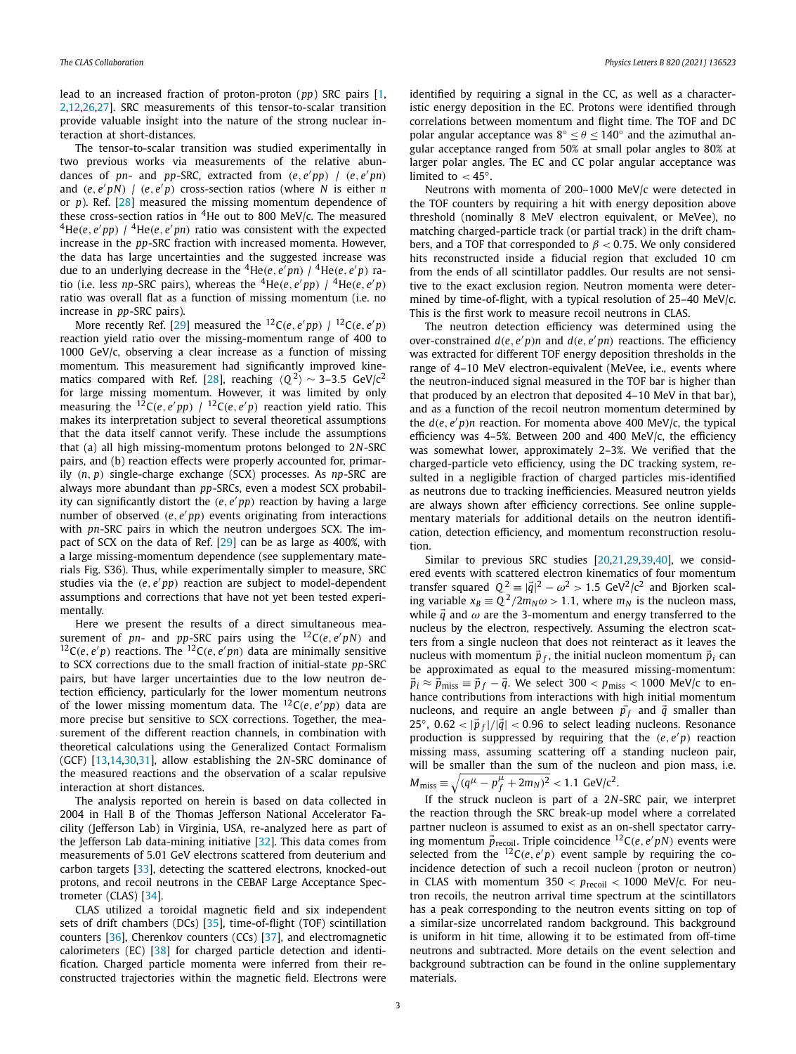lead to an increased fraction of proton-proton ($pp$) SRC pairs [1,2,12,26,27]. SRC measurements of this tensor-to-scalar transition provide valuable insight into the nature of the strong nuclear interaction at short-distances.

The tensor-to-scalar transition was studied experimentally in two previous works via measurements of the relative abundances of $pn$- and $pp$-SRC, extracted from $(e,e'pp)$ / $(e,e'pn)$ and $(e,e'pN)$ / $(e,e'p)$ cross-section ratios (where $N$ is either $n$ or $p$). Ref. [28] measured the missing momentum dependence of these cross-section ratios in $^4$He out to 800 MeV/c. The measured $^4$He$(e,e'pp)$ / $^4$He$(e,e'pn)$ ratio was consistent with the expected increase in the $pp$-SRC fraction with increased momenta. However, the data has large uncertainties and the suggested increase was due to an underlying decrease in the $^4$He$(e,e'pn)$ / $^4$He$(e,e'p)$ ratio (i.e. less $np$-SRC pairs), whereas the $^4$He$(e,e'pp)$ / $^4$He$(e,e'p)$ ratio was overall flat as a function of missing momentum (i.e. no increase in $pp$-SRC pairs).

More recently Ref. [29] measured the $^{12}$C$(e,e'pp)$ / $^{12}$C$(e,e'p)$ reaction yield ratio over the missing-momentum range of 400 to 1000 GeV/c, observing a clear increase as a function of missing momentum. This measurement had significantly improved kinematics compared with Ref. [28], reaching $\langle Q^2\rangle \sim$ 3–3.5 GeV/c$^2$ for large missing momentum. However, it was limited by only measuring the $^{12}$C$(e,e'pp)$ / $^{12}$C$(e,e'p)$ reaction yield ratio. This makes its interpretation subject to several theoretical assumptions that the data itself cannot verify. These include the assumptions that (a) all high missing-momentum protons belonged to 2$N$-SRC pairs, and (b) reaction effects were properly accounted for, primarily $(n,p)$ single-charge exchange (SCX) processes. As $np$-SRC are always more abundant than $pp$-SRCs, even a modest SCX probability can significantly distort the $(e,e'pp)$ reaction by having a large number of observed $(e,e'pp)$ events originating from interactions with $pn$-SRC pairs in which the neutron undergoes SCX. The impact of SCX on the data of Ref. [29] can be as large as 400%, with a large missing-momentum dependence (see supplementary materials Fig. S36). Thus, while experimentally simpler to measure, SRC studies via the $(e,e'pp)$ reaction are subject to model-dependent assumptions and corrections that have not yet been tested experimentally.

Here we present the results of a direct simultaneous measurement of $pn$- and $pp$-SRC pairs using the $^{12}$C$(e,e'pN)$ and $^{12}$C$(e,e'p)$ reactions. The $^{12}$C$(e,e'pn)$ data are minimally sensitive to SCX corrections due to the small fraction of initial-state $pp$-SRC pairs, but have larger uncertainties due to the low neutron detection efficiency, particularly for the lower momentum neutrons of the lower missing momentum data. The $^{12}$C$(e,e'pp)$ data are more precise but sensitive to SCX corrections. Together, the measurement of the different reaction channels, in combination with theoretical calculations using the Generalized Contact Formalism (GCF) [13,14,30,31], allow establishing the 2$N$-SRC dominance of the measured reactions and the observation of a scalar repulsive interaction at short distances.

The analysis reported on herein is based on data collected in 2004 in Hall B of the Thomas Jefferson National Accelerator Facility (Jefferson Lab) in Virginia, USA, re-analyzed here as part of the Jefferson Lab data-mining initiative [32]. This data comes from measurements of 5.01 GeV electrons scattered from deuterium and carbon targets [33], detecting the scattered electrons, knocked-out protons, and recoil neutrons in the CEBAF Large Acceptance Spectrometer (CLAS) [34].

CLAS utilized a toroidal magnetic field and six independent sets of drift chambers (DCs) [35], time-of-flight (TOF) scintillation counters [36], Cherenkov counters (CCs) [37], and electromagnetic calorimeters (EC) [38] for charged particle detection and identification. Charged particle momenta were inferred from their reconstructed trajectories within the magnetic field. Electrons were identified by requiring a signal in the CC, as well as a characteristic energy deposition in the EC. Protons were identified through correlations between momentum and flight time. The TOF and DC polar angular acceptance was $8^\circ \le \theta \le 140^\circ$ and the azimuthal angular acceptance ranged from 50% at small polar angles to 80% at larger polar angles. The EC and CC polar angular acceptance was limited to $< 45^\circ$.

Neutrons with momenta of 200–1000 MeV/c were detected in the TOF counters by requiring a hit with energy deposition above threshold (nominally 8 MeV electron equivalent, or MeVee), no matching charged-particle track (or partial track) in the drift chambers, and a TOF that corresponded to $\beta < 0.75$. We only considered hits reconstructed inside a fiducial region that excluded 10 cm from the ends of all scintillator paddles. Our results are not sensitive to the exact exclusion region. Neutron momenta were determined by time-of-flight, with a typical resolution of 25–40 MeV/c. This is the first work to measure recoil neutrons in CLAS.

The neutron detection efficiency was determined using the over-constrained $d(e,e'p)n$ and $d(e,e'pn)$ reactions. The efficiency was extracted for different TOF energy deposition thresholds in the range of 4–10 MeV electron-equivalent (MeVee, i.e., events where the neutron-induced signal measured in the TOF bar is higher than that produced by an electron that deposited 4–10 MeV in that bar), and as a function of the recoil neutron momentum determined by the $d(e,e'p)n$ reaction. For momenta above 400 MeV/c, the typical efficiency was 4–5%. Between 200 and 400 MeV/c, the efficiency was somewhat lower, approximately 2–3%. We verified that the charged-particle veto efficiency, using the DC tracking system, resulted in a negligible fraction of charged particles mis-identified as neutrons due to tracking inefficiencies. Measured neutron yields are always shown after efficiency corrections. See online supplementary materials for additional details on the neutron identification, detection efficiency, and momentum reconstruction resolution.

Similar to previous SRC studies [20,21,29,39,40], we considered events with scattered electron kinematics of four momentum transfer squared $Q^2 \equiv |\vec{q}|^2 - \omega^2 > 1.5$ GeV$^2$/c$^2$ and Bjorken scaling variable $x_B \equiv Q^2/2m_N\omega > 1.1$, where $m_N$ is the nucleon mass, while $\vec{q}$ and $\omega$ are the 3-momentum and energy transferred to the nucleus by the electron, respectively. Assuming the electron scatters from a single nucleon that does not reinteract as it leaves the nucleus with momentum $\vec{p}_f$, the initial nucleon momentum $\vec{p}_i$ can be approximated as equal to the measured missing-momentum: $\vec{p}_i \approx \vec{p}_{\text{miss}} \equiv \vec{p}_f - \vec{q}$. We select $300 < p_{\text{miss}} < 1000$ MeV/c to enhance contributions from interactions with high initial momentum nucleons, and require an angle between $\vec{p_f}$ and $\vec{q}$ smaller than $25^\circ$, $0.62 < |\vec{p}_f|/|\vec{q}| < 0.96$ to select leading nucleons. Resonance production is suppressed by requiring that the $(e,e'p)$ reaction missing mass, assuming scattering off a standing nucleon pair, will be smaller than the sum of the nucleon and pion mass, i.e. $M_{\text{miss}} \equiv \sqrt{(q^\mu - p_f^\mu + 2m_N)^2} < 1.1$ GeV/c$^2$.

If the struck nucleon is part of a 2$N$-SRC pair, we interpret the reaction through the SRC break-up model where a correlated partner nucleon is assumed to exist as an on-shell spectator carrying momentum $\vec{p}_{\text{recoil}}$. Triple coincidence $^{12}$C$(e,e'pN)$ events were selected from the $^{12}$C$(e,e'p)$ event sample by requiring the coincidence detection of such a recoil nucleon (proton or neutron) in CLAS with momentum $350 < p_{\text{recoil}} < 1000$ MeV/c. For neutron recoils, the neutron arrival time spectrum at the scintillators has a peak corresponding to the neutron events sitting on top of a similar-size uncorrelated random background. This background is uniform in hit time, allowing it to be estimated from off-time neutrons and subtracted. More details on the event selection and background subtraction can be found in the online supplementary materials.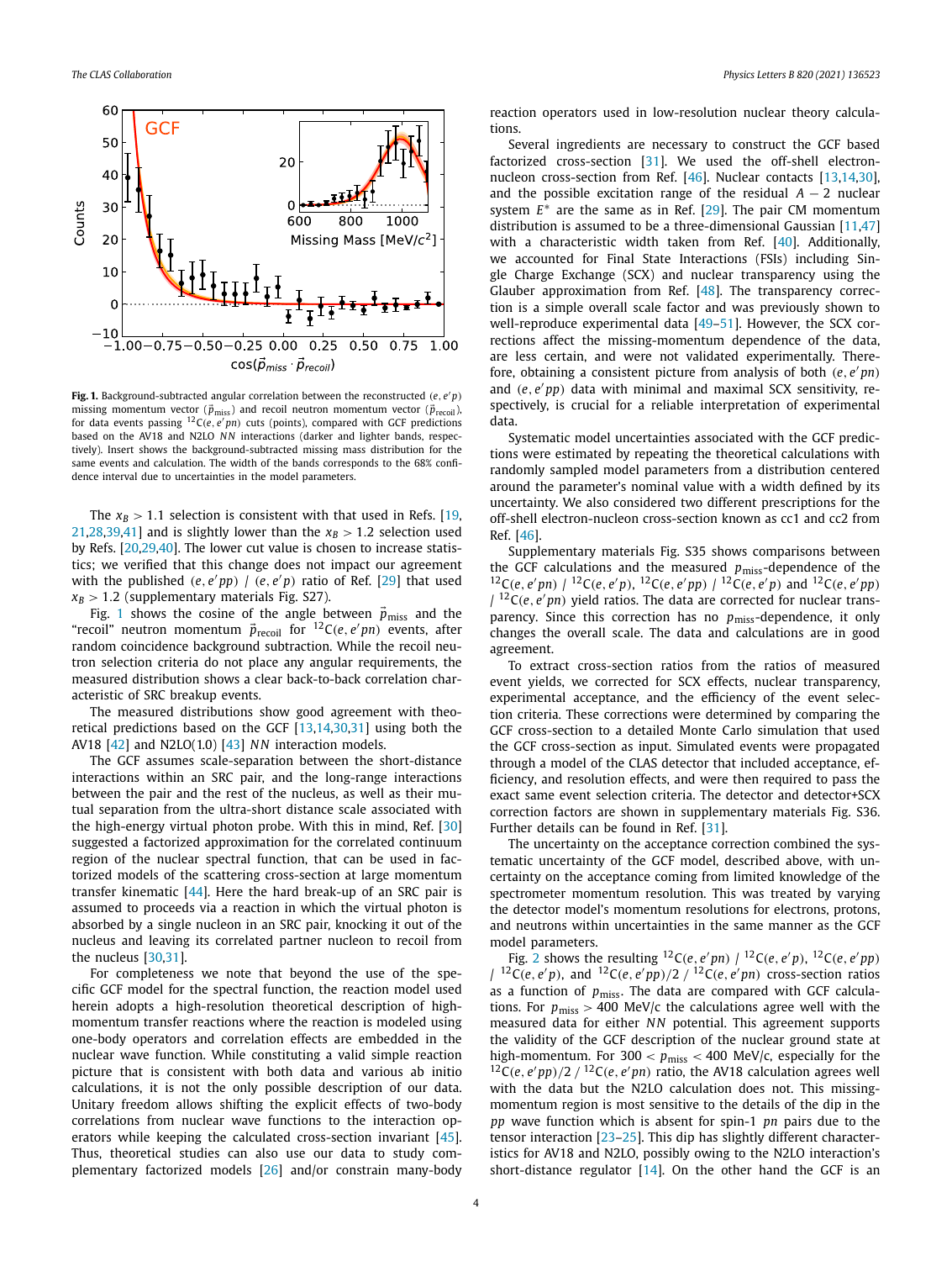GCF

60
50
40
30
20
10
0
−10

Counts

−1.00 −0.75 −0.50 −0.25 0.00 0.25 0.50 0.75 1.00

$\cos(\vec{p}_{miss} \cdot \vec{p}_{recoil})$

20
0
600 800 1000
Missing Mass [MeV/$c^2$]

**Fig. 1.** Background-subtracted angular correlation between the reconstructed $(e, e'p)$ missing momentum vector ($\vec{p}_{miss}$) and recoil neutron momentum vector ($\vec{p}_{recoil}$), for data events passing $^{12}C(e, e'pn)$ cuts (points), compared with GCF predictions based on the AV18 and N2LO $NN$ interactions (darker and lighter bands, respectively). Insert shows the background-subtracted missing mass distribution for the same events and calculation. The width of the bands corresponds to the 68% confidence interval due to uncertainties in the model parameters.

The $x_B > 1.1$ selection is consistent with that used in Refs. [19,21,28,39,41] and is slightly lower than the $x_B > 1.2$ selection used by Refs. [20,29,40]. The lower cut value is chosen to increase statistics; we verified that this change does not impact our agreement with the published $(e, e'pp)$ / $(e, e'p)$ ratio of Ref. [29] that used $x_B > 1.2$ (supplementary materials Fig. S27).

Fig. 1 shows the cosine of the angle between $\vec{p}_{miss}$ and the "recoil" neutron momentum $\vec{p}_{recoil}$ for $^{12}C(e, e'pn)$ events, after random coincidence background subtraction. While the recoil neutron selection criteria do not place any angular requirements, the measured distribution shows a clear back-to-back correlation characteristic of SRC breakup events.

The measured distributions show good agreement with theoretical predictions based on the GCF [13,14,30,31] using both the AV18 [42] and N2LO(1.0) [43] $NN$ interaction models.

The GCF assumes scale-separation between the short-distance interactions within an SRC pair, and the long-range interactions between the pair and the rest of the nucleus, as well as their mutual separation from the ultra-short distance scale associated with the high-energy virtual photon probe. With this in mind, Ref. [30] suggested a factorized approximation for the correlated continuum region of the nuclear spectral function, that can be used in factorized models of the scattering cross-section at large momentum transfer kinematic [44]. Here the hard break-up of an SRC pair is assumed to proceeds via a reaction in which the virtual photon is absorbed by a single nucleon in an SRC pair, knocking it out of the nucleus and leaving its correlated partner nucleon to recoil from the nucleus [30,31].

For completeness we note that beyond the use of the specific GCF model for the spectral function, the reaction model used herein adopts a high-resolution theoretical description of high-momentum transfer reactions where the reaction is modeled using one-body operators and correlation effects are embedded in the nuclear wave function. While constituting a valid simple reaction picture that is consistent with both data and various ab initio calculations, it is not the only possible description of our data. Unitary freedom allows shifting the explicit effects of two-body correlations from nuclear wave functions to the interaction operators while keeping the calculated cross-section invariant [45]. Thus, theoretical studies can also use our data to study complementary factorized models [26] and/or constrain many-body reaction operators used in low-resolution nuclear theory calculations.

Several ingredients are necessary to construct the GCF based factorized cross-section [31]. We used the off-shell electron-nucleon cross-section from Ref. [46]. Nuclear contacts [13,14,30], and the possible excitation range of the residual $A - 2$ nuclear system $E^*$ are the same as in Ref. [29]. The pair CM momentum distribution is assumed to be a three-dimensional Gaussian [11,47] with a characteristic width taken from Ref. [40]. Additionally, we accounted for Final State Interactions (FSIs) including Single Charge Exchange (SCX) and nuclear transparency using the Glauber approximation from Ref. [48]. The transparency correction is a simple overall scale factor and was previously shown to well-reproduce experimental data [49–51]. However, the SCX corrections affect the missing-momentum dependence of the data, are less certain, and were not validated experimentally. Therefore, obtaining a consistent picture from analysis of both $(e, e'pn)$ and $(e, e'pp)$ data with minimal and maximal SCX sensitivity, respectively, is crucial for a reliable interpretation of experimental data.

Systematic model uncertainties associated with the GCF predictions were estimated by repeating the theoretical calculations with randomly sampled model parameters from a distribution centered around the parameter's nominal value with a width defined by its uncertainty. We also considered two different prescriptions for the off-shell electron-nucleon cross-section known as cc1 and cc2 from Ref. [46].

Supplementary materials Fig. S35 shows comparisons between the GCF calculations and the measured $p_{miss}$-dependence of the $^{12}C(e, e'pn)$ / $^{12}C(e, e'p)$, $^{12}C(e, e'pp)$ / $^{12}C(e, e'p)$ and $^{12}C(e, e'pp)$ / $^{12}C(e, e'pn)$ yield ratios. The data are corrected for nuclear transparency. Since this correction has no $p_{miss}$-dependence, it only changes the overall scale. The data and calculations are in good agreement.

To extract cross-section ratios from the ratios of measured event yields, we corrected for SCX effects, nuclear transparency, experimental acceptance, and the efficiency of the event selection criteria. These corrections were determined by comparing the GCF cross-section to a detailed Monte Carlo simulation that used the GCF cross-section as input. Simulated events were propagated through a model of the CLAS detector that included acceptance, efficiency, and resolution effects, and were then required to pass the exact same event selection criteria. The detector and detector+SCX correction factors are shown in supplementary materials Fig. S36. Further details can be found in Ref. [31].

The uncertainty on the acceptance correction combined the systematic uncertainty of the GCF model, described above, with uncertainty on the acceptance coming from limited knowledge of the spectrometer momentum resolution. This was treated by varying the detector model's momentum resolutions for electrons, protons, and neutrons within uncertainties in the same manner as the GCF model parameters.

Fig. 2 shows the resulting $^{12}C(e, e'pn)$ / $^{12}C(e, e'p)$, $^{12}C(e, e'pp)$ / $^{12}C(e, e'p)$, and $^{12}C(e, e'pp)/2$ / $^{12}C(e, e'pn)$ cross-section ratios as a function of $p_{miss}$. The data are compared with GCF calculations. For $p_{miss} > 400$ MeV/c the calculations agree well with the measured data for either $NN$ potential. This agreement supports the validity of the GCF description of the nuclear ground state at high-momentum. For $300 < p_{miss} < 400$ MeV/c, especially for the $^{12}C(e, e'pp)/2$ / $^{12}C(e, e'pn)$ ratio, the AV18 calculation agrees well with the data but the N2LO calculation does not. This missing-momentum region is most sensitive to the details of the dip in the $pp$ wave function which is absent for spin-1 $pn$ pairs due to the tensor interaction [23–25]. This dip has slightly different characteristics for AV18 and N2LO, possibly owing to the N2LO interaction's short-distance regulator [14]. On the other hand the GCF is an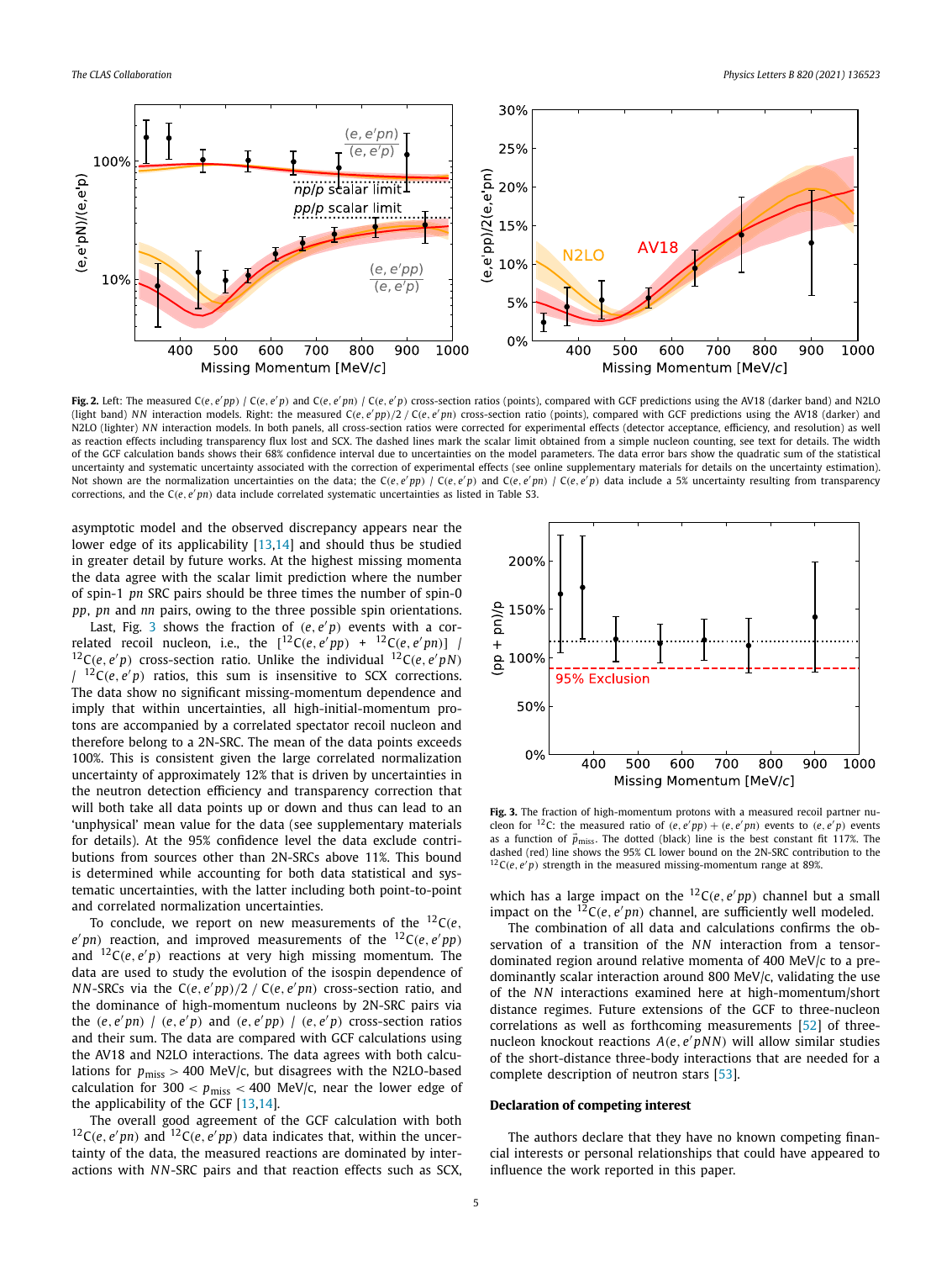(e, e′pn) / (e, e′p)

100%

np/p scalar limit

pp/p scalar limit

10%

(e, e′pp) / (e, e′p)

(e,e'pN)/(e,e'p)

400 500 600 700 800 900 1000

Missing Momentum [MeV/c]

30%

25%

20%

15%

10%

5%

0%

N2LO

AV18

(e,e'pp)/2(e,e'pn)

400 500 600 700 800 900 1000

Missing Momentum [MeV/c]

**Fig. 2.** Left: The measured C$(e, e'pp)$ / C$(e, e'p)$ and C$(e, e'pn)$ / C$(e, e'p)$ cross-section ratios (points), compared with GCF predictions using the AV18 (darker band) and N2LO (light band) $NN$ interaction models. Right: the measured C$(e, e'pp)$/2 / C$(e, e'pn)$ cross-section ratio (points), compared with GCF predictions using the AV18 (darker) and N2LO (lighter) $NN$ interaction models. In both panels, all cross-section ratios were corrected for experimental effects (detector acceptance, efficiency, and resolution) as well as reaction effects including transparency flux lost and SCX. The dashed lines mark the scalar limit obtained from a simple nucleon counting, see text for details. The width of the GCF calculation bands shows their 68% confidence interval due to uncertainties on the model parameters. The data error bars show the quadratic sum of the statistical uncertainty and systematic uncertainty associated with the correction of experimental effects (see online supplementary materials for details on the uncertainty estimation). Not shown are the normalization uncertainties on the data; the C$(e, e'pp)$ / C$(e, e'p)$ and C$(e, e'pn)$ / C$(e, e'p)$ data include a 5% uncertainty resulting from transparency corrections, and the C$(e, e'pn)$ data include correlated systematic uncertainties as listed in Table S3.

asymptotic model and the observed discrepancy appears near the lower edge of its applicability [13,14] and should thus be studied in greater detail by future works. At the highest missing momenta the data agree with the scalar limit prediction where the number of spin-1 $pn$ SRC pairs should be three times the number of spin-0 $pp$, $pn$ and $nn$ pairs, owing to the three possible spin orientations.

Last, Fig. 3 shows the fraction of $(e, e'p)$ events with a correlated recoil nucleon, i.e., the [$^{12}$C$(e, e'pp)$ + $^{12}$C$(e, e'pn)$] / $^{12}$C$(e, e'p)$ cross-section ratio. Unlike the individual $^{12}$C$(e, e'pN)$ / $^{12}$C$(e, e'p)$ ratios, this sum is insensitive to SCX corrections. The data show no significant missing-momentum dependence and imply that within uncertainties, all high-initial-momentum protons are accompanied by a correlated spectator recoil nucleon and therefore belong to a 2N-SRC. The mean of the data points exceeds 100%. This is consistent given the large correlated normalization uncertainty of approximately 12% that is driven by uncertainties in the neutron detection efficiency and transparency correction that will both take all data points up or down and thus can lead to an 'unphysical' mean value for the data (see supplementary materials for details). At the 95% confidence level the data exclude contributions from sources other than 2N-SRCs above 11%. This bound is determined while accounting for both data statistical and systematic uncertainties, with the latter including both point-to-point and correlated normalization uncertainties.

To conclude, we report on new measurements of the $^{12}$C$(e, e'pn)$ reaction, and improved measurements of the $^{12}$C$(e, e'pp)$ and $^{12}$C$(e, e'p)$ reactions at very high missing momentum. The data are used to study the evolution of the isospin dependence of $NN$-SRCs via the C$(e, e'pp)$/2 / C$(e, e'pn)$ cross-section ratio, and the dominance of high-momentum nucleons by 2N-SRC pairs via the $(e, e'pn)$ / $(e, e'p)$ and $(e, e'pp)$ / $(e, e'p)$ cross-section ratios and their sum. The data are compared with GCF calculations using the AV18 and N2LO interactions. The data agrees with both calculations for $p_{\text{miss}} > 400$ MeV/c, but disagrees with the N2LO-based calculation for $300 < p_{\text{miss}} < 400$ MeV/c, near the lower edge of the applicability of the GCF [13,14].

The overall good agreement of the GCF calculation with both $^{12}$C$(e, e'pn)$ and $^{12}$C$(e, e'pp)$ data indicates that, within the uncertainty of the data, the measured reactions are dominated by interactions with $NN$-SRC pairs and that reaction effects such as SCX, which has a large impact on the $^{12}$C$(e, e'pp)$ channel but a small impact on the $^{12}$C$(e, e'pn)$ channel, are sufficiently well modeled.

200%

150%

100%

50%

0%

95% Exclusion

(pp + pn)/p

400 500 600 700 800 900 1000

Missing Momentum [MeV/c]

**Fig. 3.** The fraction of high-momentum protons with a measured recoil partner nucleon for $^{12}$C: the measured ratio of $(e, e'pp) + (e, e'pn)$ events to $(e, e'p)$ events as a function of $\vec{p}_{\text{miss}}$. The dotted (black) line is the best constant fit 117%. The dashed (red) line shows the 95% CL lower bound on the 2N-SRC contribution to the $^{12}$C$(e, e'p)$ strength in the measured missing-momentum range at 89%.

The combination of all data and calculations confirms the observation of a transition of the $NN$ interaction from a tensor-dominated region around relative momenta of 400 MeV/c to a predominantly scalar interaction around 800 MeV/c, validating the use of the $NN$ interactions examined here at high-momentum/short distance regimes. Future extensions of the GCF to three-nucleon correlations as well as forthcoming measurements [52] of three-nucleon knockout reactions $A(e, e'pNN)$ will allow similar studies of the short-distance three-body interactions that are needed for a complete description of neutron stars [53].

## Declaration of competing interest

The authors declare that they have no known competing financial interests or personal relationships that could have appeared to influence the work reported in this paper.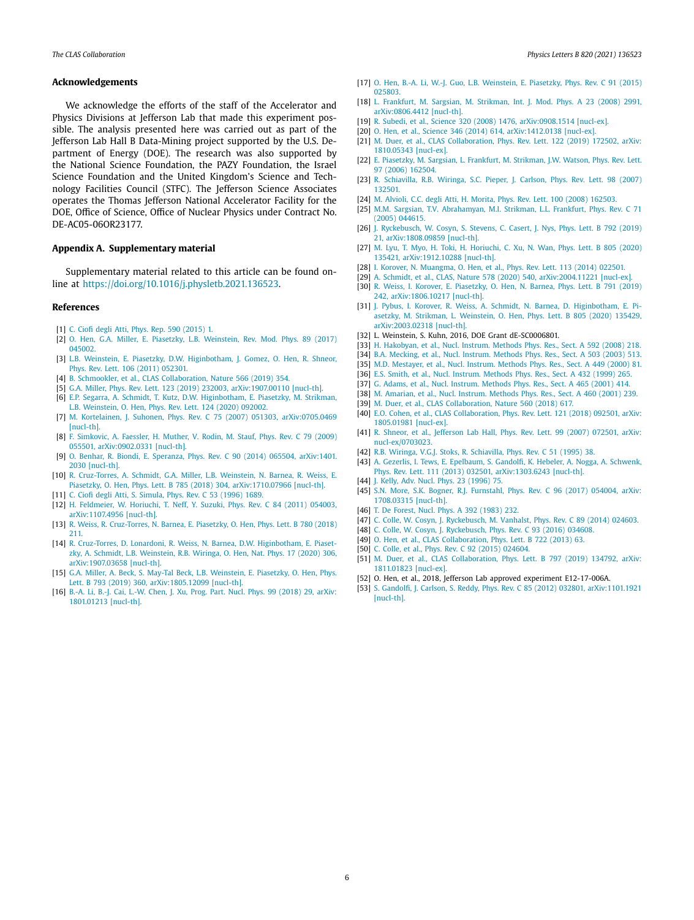## Acknowledgements

We acknowledge the efforts of the staff of the Accelerator and Physics Divisions at Jefferson Lab that made this experiment possible. The analysis presented here was carried out as part of the Jefferson Lab Hall B Data-Mining project supported by the U.S. Department of Energy (DOE). The research was also supported by the National Science Foundation, the PAZY Foundation, the Israel Science Foundation and the United Kingdom's Science and Technology Facilities Council (STFC). The Jefferson Science Associates operates the Thomas Jefferson National Accelerator Facility for the DOE, Office of Science, Office of Nuclear Physics under Contract No. DE-AC05-06OR23177.

## Appendix A. Supplementary material

Supplementary material related to this article can be found online at https://doi.org/10.1016/j.physletb.2021.136523.

## References

[1] C. Ciofi degli Atti, Phys. Rep. 590 (2015) 1.
[2] O. Hen, G.A. Miller, E. Piasetzky, L.B. Weinstein, Rev. Mod. Phys. 89 (2017) 045002.
[3] L.B. Weinstein, E. Piasetzky, D.W. Higinbotham, J. Gomez, O. Hen, R. Shneor, Phys. Rev. Lett. 106 (2011) 052301.
[4] B. Schmookler, et al., CLAS Collaboration, Nature 566 (2019) 354.
[5] G.A. Miller, Phys. Rev. Lett. 123 (2019) 232003, arXiv:1907.00110 [nucl-th].
[6] E.P. Segarra, A. Schmidt, T. Kutz, D.W. Higinbotham, E. Piasetzky, M. Strikman, L.B. Weinstein, O. Hen, Phys. Rev. Lett. 124 (2020) 092002.
[7] M. Kortelainen, J. Suhonen, Phys. Rev. C 75 (2007) 051303, arXiv:0705.0469 [nucl-th].
[8] F. Simkovic, A. Faessler, H. Muther, V. Rodin, M. Stauf, Phys. Rev. C 79 (2009) 055501, arXiv:0902.0331 [nucl-th].
[9] O. Benhar, R. Biondi, E. Speranza, Phys. Rev. C 90 (2014) 065504, arXiv:1401.2030 [nucl-th].
[10] R. Cruz-Torres, A. Schmidt, G.A. Miller, L.B. Weinstein, N. Barnea, R. Weiss, E. Piasetzky, O. Hen, Phys. Lett. B 785 (2018) 304, arXiv:1710.07966 [nucl-th].
[11] C. Ciofi degli Atti, S. Simula, Phys. Rev. C 53 (1996) 1689.
[12] H. Feldmeier, W. Horiuchi, T. Neff, Y. Suzuki, Phys. Rev. C 84 (2011) 054003, arXiv:1107.4956 [nucl-th].
[13] R. Weiss, R. Cruz-Torres, N. Barnea, E. Piasetzky, O. Hen, Phys. Lett. B 780 (2018) 211.
[14] R. Cruz-Torres, D. Lonardoni, R. Weiss, N. Barnea, D.W. Higinbotham, E. Piasetzky, A. Schmidt, L.B. Weinstein, R.B. Wiringa, O. Hen, Nat. Phys. 17 (2020) 306, arXiv:1907.03658 [nucl-th].
[15] G.A. Miller, A. Beck, S. May-Tal Beck, L.B. Weinstein, E. Piasetzky, O. Hen, Phys. Lett. B 793 (2019) 360, arXiv:1805.12099 [nucl-th].
[16] B.-A. Li, B.-J. Cai, L.-W. Chen, J. Xu, Prog. Part. Nucl. Phys. 99 (2018) 29, arXiv:1801.01213 [nucl-th].
[17] O. Hen, B.-A. Li, W.-J. Guo, L.B. Weinstein, E. Piasetzky, Phys. Rev. C 91 (2015) 025803.
[18] L. Frankfurt, M. Sargsian, M. Strikman, Int. J. Mod. Phys. A 23 (2008) 2991, arXiv:0806.4412 [nucl-th].
[19] R. Subedi, et al., Science 320 (2008) 1476, arXiv:0908.1514 [nucl-ex].
[20] O. Hen, et al., Science 346 (2014) 614, arXiv:1412.0138 [nucl-ex].
[21] M. Duer, et al., CLAS Collaboration, Phys. Rev. Lett. 122 (2019) 172502, arXiv:1810.05343 [nucl-ex].
[22] E. Piasetzky, M. Sargsian, L. Frankfurt, M. Strikman, J.W. Watson, Phys. Rev. Lett. 97 (2006) 162504.
[23] R. Schiavilla, R.B. Wiringa, S.C. Pieper, J. Carlson, Phys. Rev. Lett. 98 (2007) 132501.
[24] M. Alvioli, C.C. degli Atti, H. Morita, Phys. Rev. Lett. 100 (2008) 162503.
[25] M.M. Sargsian, T.V. Abrahamyan, M.I. Strikman, L.L. Frankfurt, Phys. Rev. C 71 (2005) 044615.
[26] J. Ryckebusch, W. Cosyn, S. Stevens, C. Casert, J. Nys, Phys. Lett. B 792 (2019) 21, arXiv:1808.09859 [nucl-th].
[27] M. Lyu, T. Myo, H. Toki, H. Horiuchi, C. Xu, N. Wan, Phys. Lett. B 805 (2020) 135421, arXiv:1912.10288 [nucl-th].
[28] I. Korover, N. Muangma, O. Hen, et al., Phys. Rev. Lett. 113 (2014) 022501.
[29] A. Schmidt, et al., CLAS, Nature 578 (2020) 540, arXiv:2004.11221 [nucl-ex].
[30] R. Weiss, I. Korover, E. Piasetzky, O. Hen, N. Barnea, Phys. Lett. B 791 (2019) 242, arXiv:1806.10217 [nucl-th].
[31] J. Pybus, I. Korover, R. Weiss, A. Schmidt, N. Barnea, D. Higinbotham, E. Piasetzky, M. Strikman, L. Weinstein, O. Hen, Phys. Lett. B 805 (2020) 135429, arXiv:2003.02318 [nucl-th].
[32] L. Weinstein, S. Kuhn, 2016, DOE Grant dE-SC0006801.
[33] H. Hakobyan, et al., Nucl. Instrum. Methods Phys. Res., Sect. A 592 (2008) 218.
[34] B.A. Mecking, et al., Nucl. Instrum. Methods Phys. Res., Sect. A 503 (2003) 513.
[35] M.D. Mestayer, et al., Nucl. Instrum. Methods Phys. Res., Sect. A 449 (2000) 81.
[36] E.S. Smith, et al., Nucl. Instrum. Methods Phys. Res., Sect. A 432 (1999) 265.
[37] G. Adams, et al., Nucl. Instrum. Methods Phys. Res., Sect. A 465 (2001) 414.
[38] M. Amarian, et al., Nucl. Instrum. Methods Phys. Res., Sect. A 460 (2001) 239.
[39] M. Duer, et al., CLAS Collaboration, Nature 560 (2018) 617.
[40] E.O. Cohen, et al., CLAS Collaboration, Phys. Rev. Lett. 121 (2018) 092501, arXiv:1805.01981 [nucl-ex].
[41] R. Shneor, et al., Jefferson Lab Hall, Phys. Rev. Lett. 99 (2007) 072501, arXiv:nucl-ex/0703023.
[42] R.B. Wiringa, V.G.J. Stoks, R. Schiavilla, Phys. Rev. C 51 (1995) 38.
[43] A. Gezerlis, I. Tews, E. Epelbaum, S. Gandolfi, K. Hebeler, A. Nogga, A. Schwenk, Phys. Rev. Lett. 111 (2013) 032501, arXiv:1303.6243 [nucl-th].
[44] J. Kelly, Adv. Nucl. Phys. 23 (1996) 75.
[45] S.N. More, S.K. Bogner, R.J. Furnstahl, Phys. Rev. C 96 (2017) 054004, arXiv:1708.03315 [nucl-th].
[46] T. De Forest, Nucl. Phys. A 392 (1983) 232.
[47] C. Colle, W. Cosyn, J. Ryckebusch, M. Vanhalst, Phys. Rev. C 89 (2014) 024603.
[48] C. Colle, W. Cosyn, J. Ryckebusch, Phys. Rev. C 93 (2016) 034608.
[49] O. Hen, et al., CLAS Collaboration, Phys. Lett. B 722 (2013) 63.
[50] C. Colle, et al., Phys. Rev. C 92 (2015) 024604.
[51] M. Duer, et al., CLAS Collaboration, Phys. Lett. B 797 (2019) 134792, arXiv:1811.01823 [nucl-ex].
[52] O. Hen, et al., 2018, Jefferson Lab approved experiment E12-17-006A.
[53] S. Gandolfi, J. Carlson, S. Reddy, Phys. Rev. C 85 (2012) 032801, arXiv:1101.1921 [nucl-th].